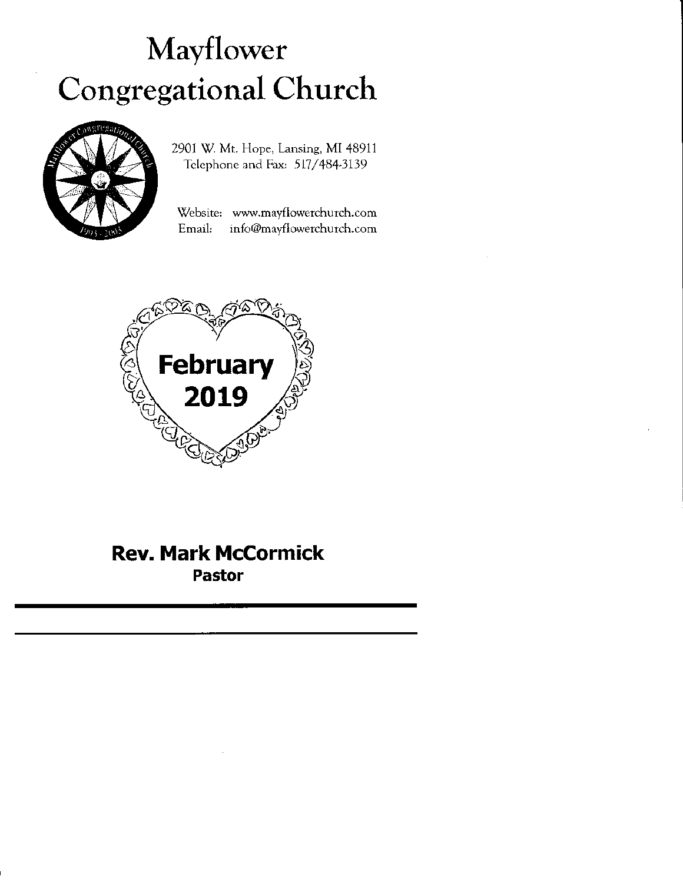# Mayflower Congregational Church

2901 W. Mt. Hope, Lansing, MI 48911
Telephone and Fax: 517/484-3139

Website: www.mayflowerchurch.com
Email: info@mayflowerchurch.com

**February 2019**

**Rev. Mark McCormick**
**Pastor**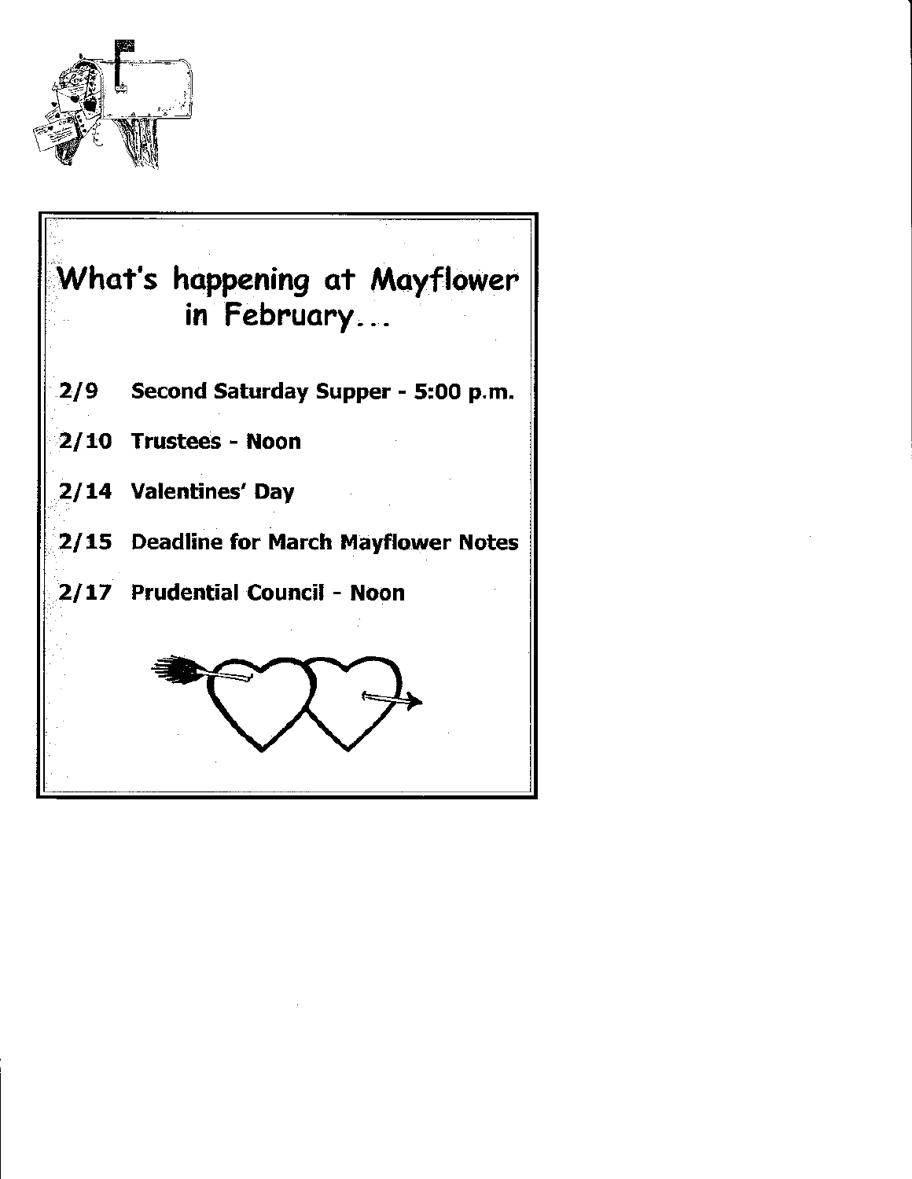## What's happening at Mayflower in February...

**2/9 Second Saturday Supper - 5:00 p.m.**

**2/10 Trustees - Noon**

**2/14 Valentines' Day**

**2/15 Deadline for March Mayflower Notes**

**2/17 Prudential Council - Noon**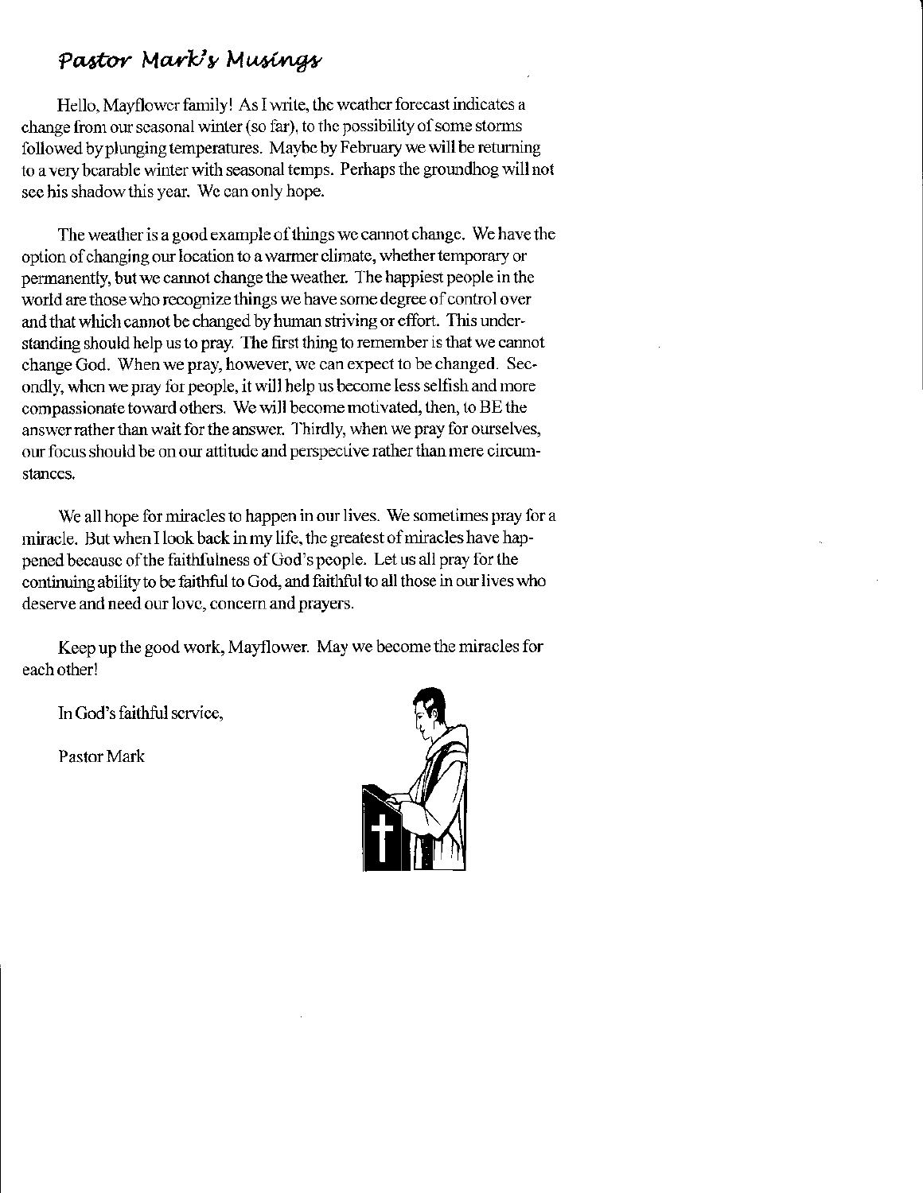## *Pastor Mark's Musings*

Hello, Mayflower family! As I write, the weather forecast indicates a change from our seasonal winter (so far), to the possibility of some storms followed by plunging temperatures. Maybe by February we will be returning to a very bearable winter with seasonal temps. Perhaps the groundhog will not see his shadow this year. We can only hope.

The weather is a good example of things we cannot change. We have the option of changing our location to a warmer climate, whether temporary or permanently, but we cannot change the weather. The happiest people in the world are those who recognize things we have some degree of control over and that which cannot be changed by human striving or effort. This understanding should help us to pray. The first thing to remember is that we cannot change God. When we pray, however, we can expect to be changed. Secondly, when we pray for people, it will help us become less selfish and more compassionate toward others. We will become motivated, then, to BE the answer rather than wait for the answer. Thirdly, when we pray for ourselves, our focus should be on our attitude and perspective rather than mere circumstances.

We all hope for miracles to happen in our lives. We sometimes pray for a miracle. But when I look back in my life, the greatest of miracles have happened because of the faithfulness of God's people. Let us all pray for the continuing ability to be faithful to God, and faithful to all those in our lives who deserve and need our love, concern and prayers.

Keep up the good work, Mayflower. May we become the miracles for each other!

In God's faithful service,

Pastor Mark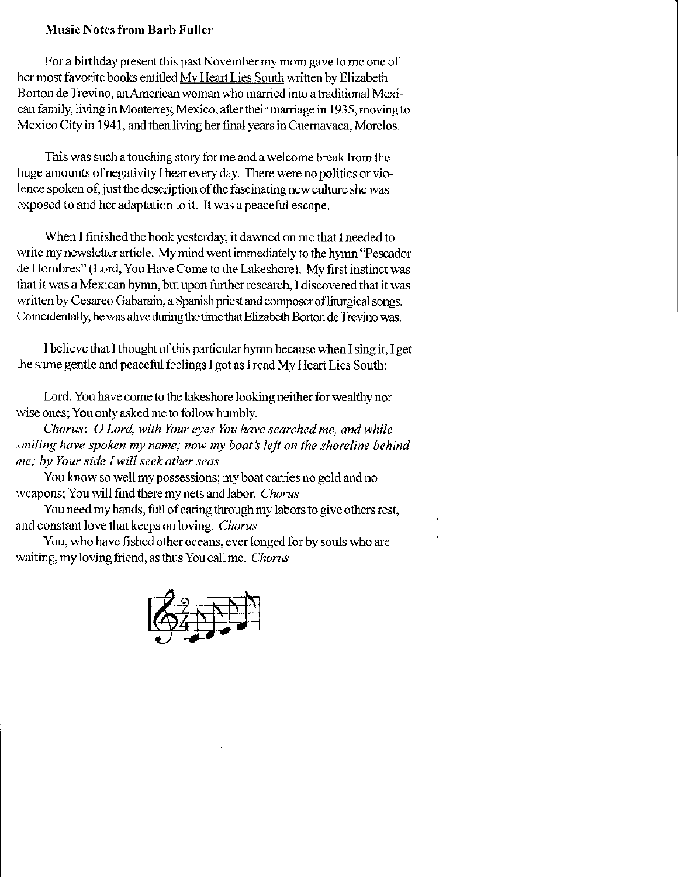**Music Notes from Barb Fuller**

For a birthday present this past November my mom gave to me one of her most favorite books entitled My Heart Lies South written by Elizabeth Borton de Trevino, an American woman who married into a traditional Mexican family, living in Monterrey, Mexico, after their marriage in 1935, moving to Mexico City in 1941, and then living her final years in Cuernavaca, Morelos.

This was such a touching story for me and a welcome break from the huge amounts of negativity I hear every day. There were no politics or violence spoken of, just the description of the fascinating new culture she was exposed to and her adaptation to it. It was a peaceful escape.

When I finished the book yesterday, it dawned on me that I needed to write my newsletter article. My mind went immediately to the hymn "Pescador de Hombres" (Lord, You Have Come to the Lakeshore). My first instinct was that it was a Mexican hymn, but upon further research, I discovered that it was written by Cesareo Gabarain, a Spanish priest and composer of liturgical songs. Coincidentally, he was alive during the time that Elizabeth Borton de Trevino was.

I believe that I thought of this particular hymn because when I sing it, I get the same gentle and peaceful feelings I got as I read My Heart Lies South:

Lord, You have come to the lakeshore looking neither for wealthy nor wise ones; You only asked me to follow humbly.

*Chorus: O Lord, with Your eyes You have searched me, and while smiling have spoken my name; now my boat's left on the shoreline behind me; by Your side I will seek other seas.*

You know so well my possessions; my boat carries no gold and no weapons; You will find there my nets and labor. *Chorus*

You need my hands, full of caring through my labors to give others rest, and constant love that keeps on loving. *Chorus*

You, who have fished other oceans, ever longed for by souls who are waiting, my loving friend, as thus You call me. *Chorus*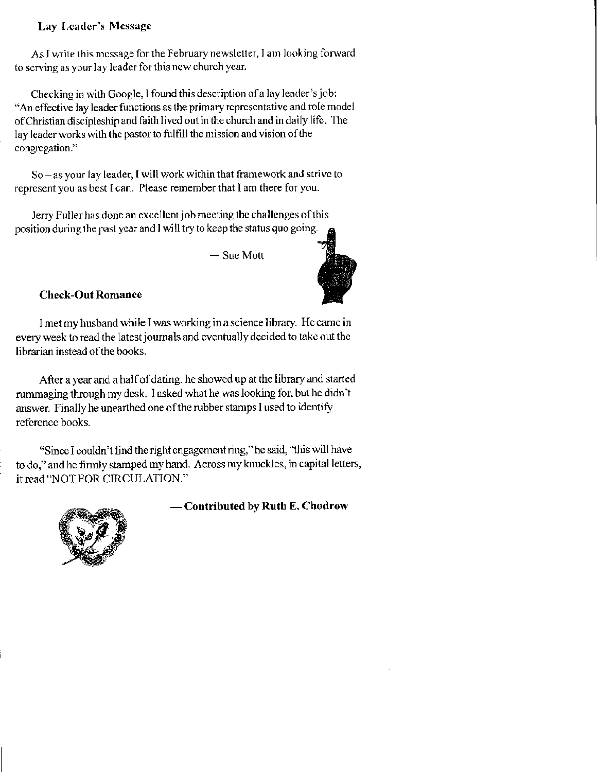### Lay Leader's Message

As I write this message for the February newsletter, I am looking forward to serving as your lay leader for this new church year.

Checking in with Google, I found this description of a lay leader's job: "An effective lay leader functions as the primary representative and role model of Christian discipleship and faith lived out in the church and in daily life. The lay leader works with the pastor to fulfill the mission and vision of the congregation."

So – as your lay leader, I will work within that framework and strive to represent you as best I can. Please remember that I am there for you.

Jerry Fuller has done an excellent job meeting the challenges of this position during the past year and I will try to keep the status quo going.

— Sue Mott

### Check-Out Romance

I met my husband while I was working in a science library. He came in every week to read the latest journals and eventually decided to take out the librarian instead of the books.

After a year and a half of dating, he showed up at the library and started rummaging through my desk. I asked what he was looking for, but he didn't answer. Finally he unearthed one of the rubber stamps I used to identify reference books.

"Since I couldn't find the right engagement ring," he said, "this will have to do," and he firmly stamped my hand. Across my knuckles, in capital letters, it read "NOT FOR CIRCULATION."

**— Contributed by Ruth E. Chodrow**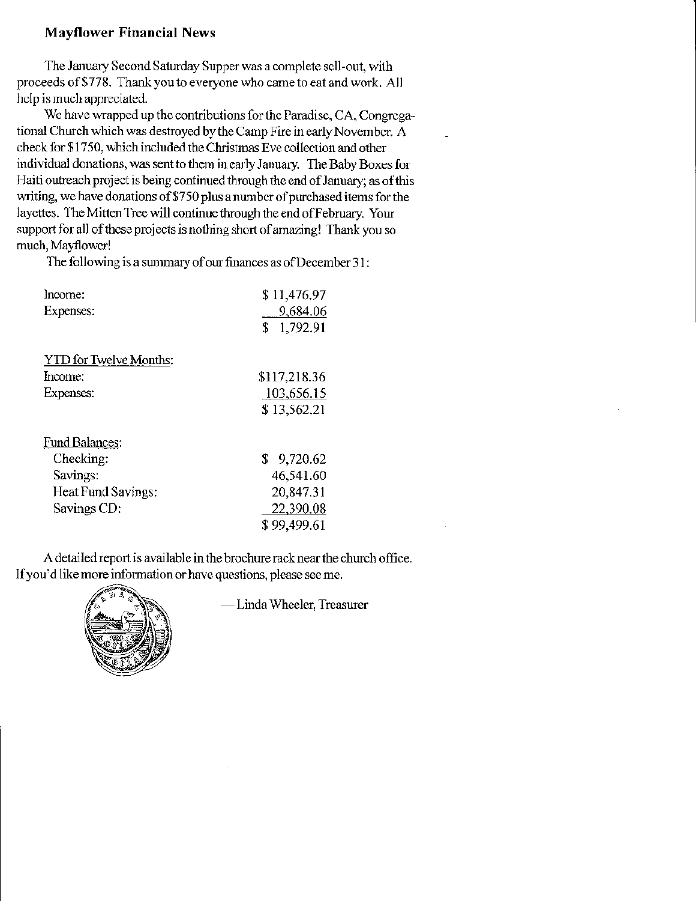### Mayflower Financial News

The January Second Saturday Supper was a complete sell-out, with proceeds of $778. Thank you to everyone who came to eat and work. All help is much appreciated.

We have wrapped up the contributions for the Paradise, CA, Congregational Church which was destroyed by the Camp Fire in early November. A check for $1750, which included the Christmas Eve collection and other individual donations, was sent to them in early January. The Baby Boxes for Haiti outreach project is being continued through the end of January; as of this writing, we have donations of $750 plus a number of purchased items for the layettes. The Mitten Tree will continue through the end of February. Your support for all of these projects is nothing short of amazing! Thank you so much, Mayflower!

The following is a summary of our finances as of December 31:

| | |
|---|---|
| Income: | $ 11,476.97 |
| Expenses: | 9,684.06 |
| | $ 1,792.91 |
| | |
| YTD for Twelve Months: | |
| Income: | $117,218.36 |
| Expenses: | 103,656.15 |
| | $ 13,562.21 |
| | |
| Fund Balances: | |
| Checking: | $ 9,720.62 |
| Savings: | 46,541.60 |
| Heat Fund Savings: | 20,847.31 |
| Savings CD: | 22,390.08 |
| | $ 99,499.61 |

A detailed report is available in the brochure rack near the church office. If you'd like more information or have questions, please see me.

—Linda Wheeler, Treasurer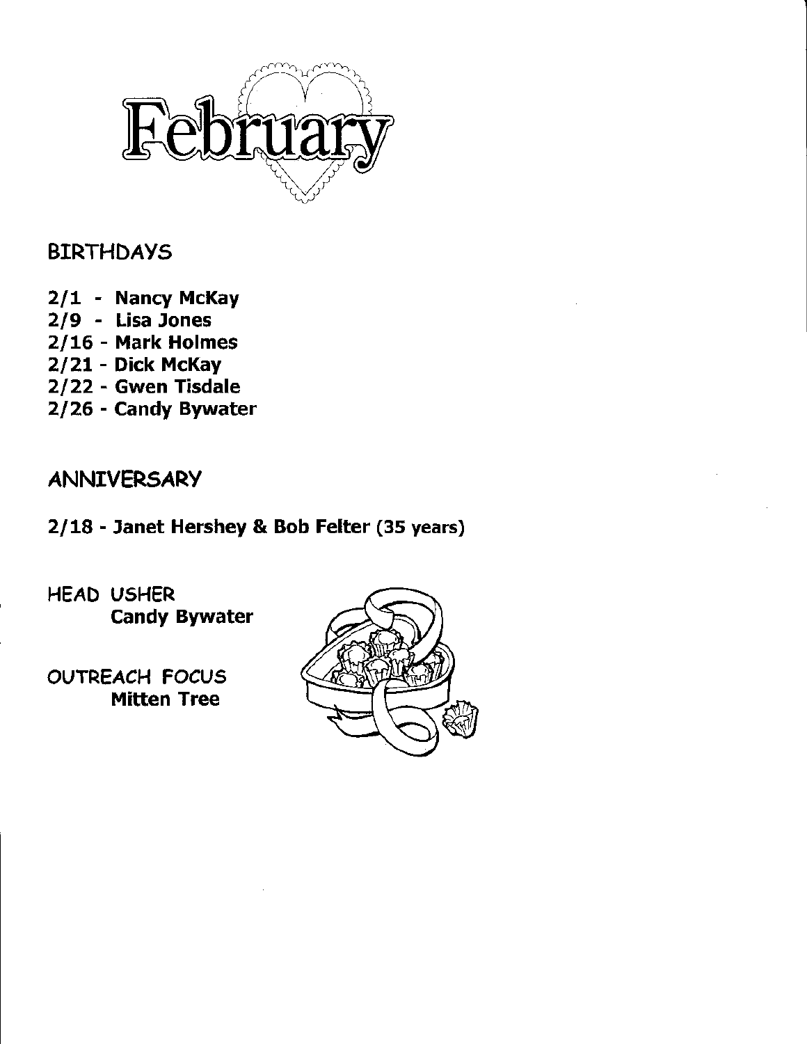# February

## BIRTHDAYS

**2/1 - Nancy McKay**
**2/9 - Lisa Jones**
**2/16 - Mark Holmes**
**2/21 - Dick McKay**
**2/22 - Gwen Tisdale**
**2/26 - Candy Bywater**

## ANNIVERSARY

**2/18 - Janet Hershey & Bob Felter** (35 years)

## HEAD USHER

**Candy Bywater**

## OUTREACH FOCUS

**Mitten Tree**